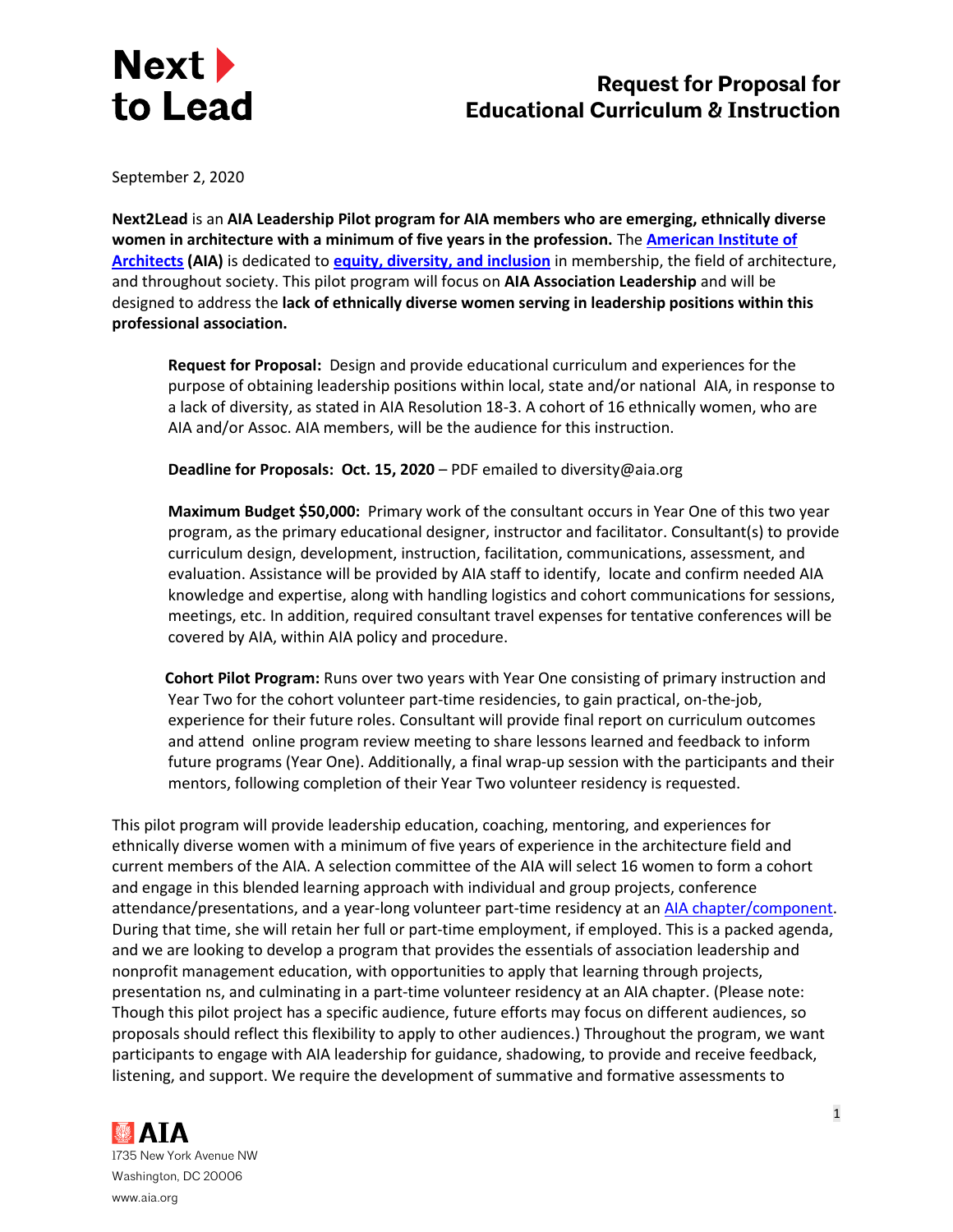# Next to Lead

## Request for Proposal for Educational Curriculum & Instruction

September 2, 2020

**Next2Lead** is an **AIA Leadership Pilot program for AIA members who are emerging, ethnically diverse women in architecture with a minimum of five years in the profession.** The **American Institute of Architects (AIA)** is dedicated to **equity, diversity, and inclusion** in membership, the field of architecture, and throughout society. This pilot program will focus on **AIA Association Leadership** and will be designed to address the **lack of ethnically diverse women serving in leadership positions within this professional association.**

> **Request for Proposal:** Design and provide educational curriculum and experiences for the purpose of obtaining leadership positions within local, state and/or national AIA, in response to a lack of diversity, as stated in AIA Resolution 18-3. A cohort of 16 ethnically women, who are AIA and/or Assoc. AIA members, will be the audience for this instruction.
>
> **Deadline for Proposals: Oct. 15, 2020** – PDF emailed to diversity@aia.org
>
> **Maximum Budget $50,000:** Primary work of the consultant occurs in Year One of this two year program, as the primary educational designer, instructor and facilitator. Consultant(s) to provide curriculum design, development, instruction, facilitation, communications, assessment, and evaluation. Assistance will be provided by AIA staff to identify, locate and confirm needed AIA knowledge and expertise, along with handling logistics and cohort communications for sessions, meetings, etc. In addition, required consultant travel expenses for tentative conferences will be covered by AIA, within AIA policy and procedure.
>
> **Cohort Pilot Program:** Runs over two years with Year One consisting of primary instruction and Year Two for the cohort volunteer part-time residencies, to gain practical, on-the-job, experience for their future roles. Consultant will provide final report on curriculum outcomes and attend online program review meeting to share lessons learned and feedback to inform future programs (Year One). Additionally, a final wrap-up session with the participants and their mentors, following completion of their Year Two volunteer residency is requested.

This pilot program will provide leadership education, coaching, mentoring, and experiences for ethnically diverse women with a minimum of five years of experience in the architecture field and current members of the AIA. A selection committee of the AIA will select 16 women to form a cohort and engage in this blended learning approach with individual and group projects, conference attendance/presentations, and a year-long volunteer part-time residency at an AIA chapter/component. During that time, she will retain her full or part-time employment, if employed. This is a packed agenda, and we are looking to develop a program that provides the essentials of association leadership and nonprofit management education, with opportunities to apply that learning through projects, presentation ns, and culminating in a part-time volunteer residency at an AIA chapter. (Please note: Though this pilot project has a specific audience, future efforts may focus on different audiences, so proposals should reflect this flexibility to apply to other audiences.) Throughout the program, we want participants to engage with AIA leadership for guidance, shadowing, to provide and receive feedback, listening, and support. We require the development of summative and formative assessments to

AIA
1735 New York Avenue NW
Washington, DC 20006
www.aia.org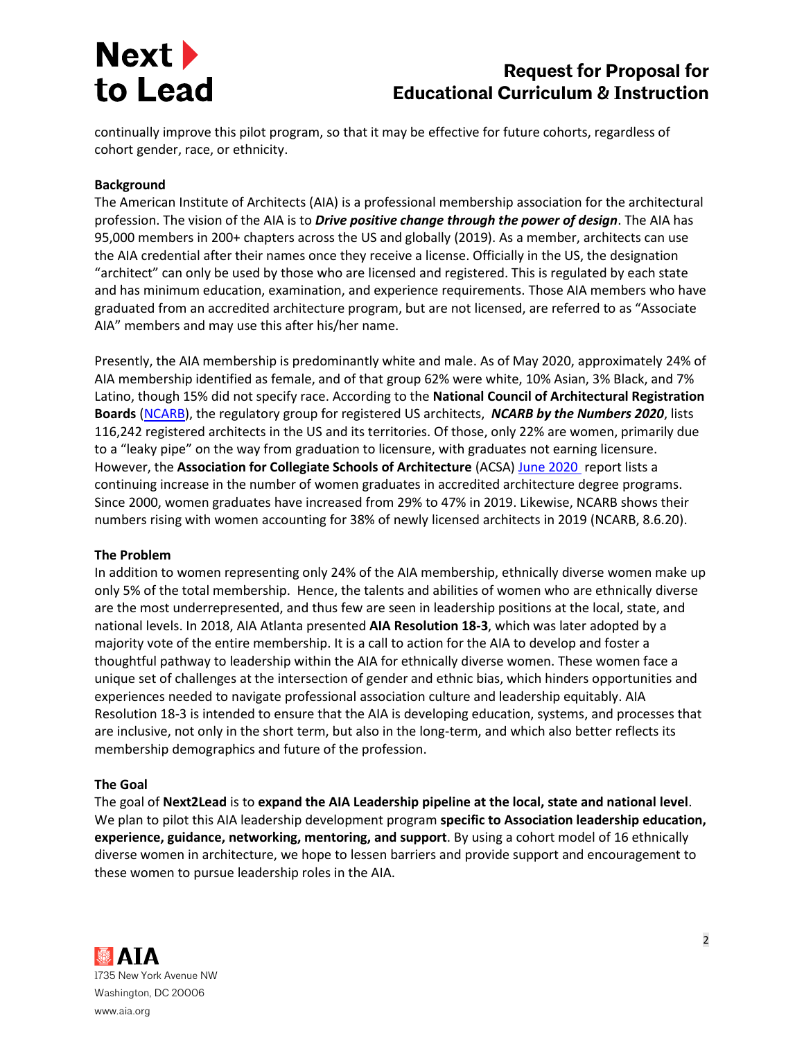continually improve this pilot program, so that it may be effective for future cohorts, regardless of cohort gender, race, or ethnicity.

**Background**

The American Institute of Architects (AIA) is a professional membership association for the architectural profession. The vision of the AIA is to ***Drive positive change through the power of design***. The AIA has 95,000 members in 200+ chapters across the US and globally (2019). As a member, architects can use the AIA credential after their names once they receive a license. Officially in the US, the designation "architect" can only be used by those who are licensed and registered. This is regulated by each state and has minimum education, examination, and experience requirements. Those AIA members who have graduated from an accredited architecture program, but are not licensed, are referred to as "Associate AIA" members and may use this after his/her name.

Presently, the AIA membership is predominantly white and male. As of May 2020, approximately 24% of AIA membership identified as female, and of that group 62% were white, 10% Asian, 3% Black, and 7% Latino, though 15% did not specify race. According to the **National Council of Architectural Registration Boards** (NCARB), the regulatory group for registered US architects, ***NCARB by the Numbers 2020***, lists 116,242 registered architects in the US and its territories. Of those, only 22% are women, primarily due to a "leaky pipe" on the way from graduation to licensure, with graduates not earning licensure. However, the **Association for Collegiate Schools of Architecture** (ACSA) June 2020 report lists a continuing increase in the number of women graduates in accredited architecture degree programs. Since 2000, women graduates have increased from 29% to 47% in 2019. Likewise, NCARB shows their numbers rising with women accounting for 38% of newly licensed architects in 2019 (NCARB, 8.6.20).

**The Problem**

In addition to women representing only 24% of the AIA membership, ethnically diverse women make up only 5% of the total membership. Hence, the talents and abilities of women who are ethnically diverse are the most underrepresented, and thus few are seen in leadership positions at the local, state, and national levels. In 2018, AIA Atlanta presented **AIA Resolution 18-3**, which was later adopted by a majority vote of the entire membership. It is a call to action for the AIA to develop and foster a thoughtful pathway to leadership within the AIA for ethnically diverse women. These women face a unique set of challenges at the intersection of gender and ethnic bias, which hinders opportunities and experiences needed to navigate professional association culture and leadership equitably. AIA Resolution 18-3 is intended to ensure that the AIA is developing education, systems, and processes that are inclusive, not only in the short term, but also in the long-term, and which also better reflects its membership demographics and future of the profession.

**The Goal**

The goal of **Next2Lead** is to **expand the AIA Leadership pipeline at the local, state and national level**. We plan to pilot this AIA leadership development program **specific to Association leadership education, experience, guidance, networking, mentoring, and support**. By using a cohort model of 16 ethnically diverse women in architecture, we hope to lessen barriers and provide support and encouragement to these women to pursue leadership roles in the AIA.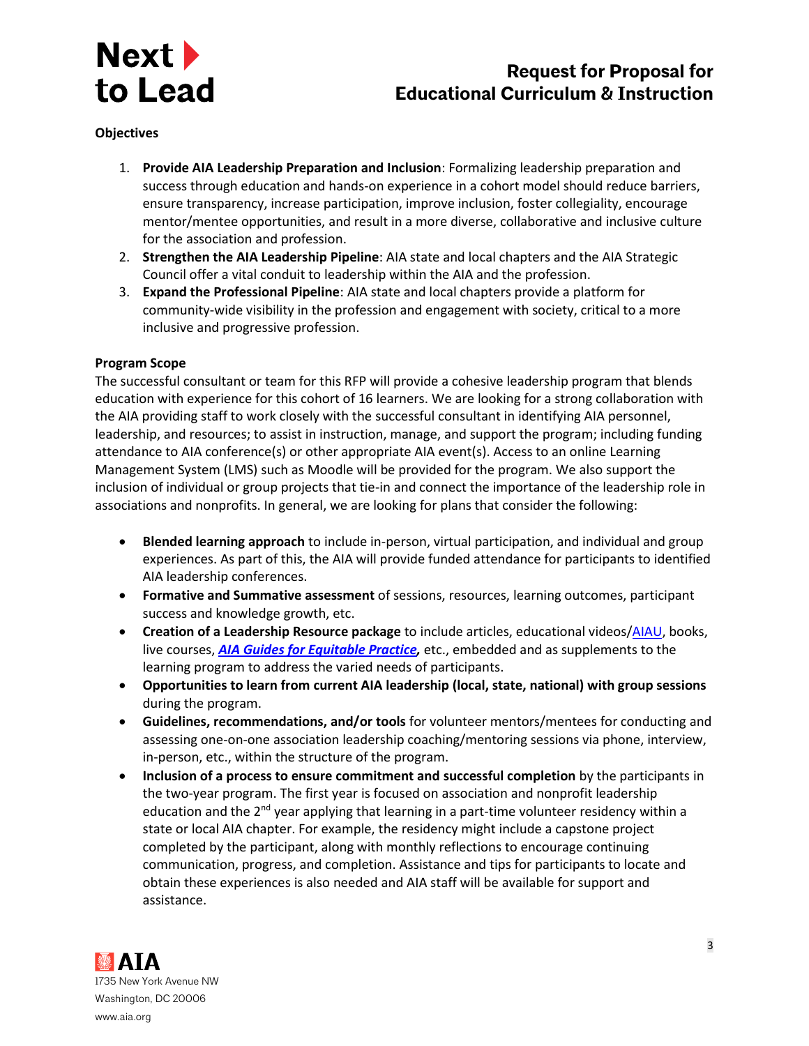**Objectives**

1. **Provide AIA Leadership Preparation and Inclusion**: Formalizing leadership preparation and success through education and hands-on experience in a cohort model should reduce barriers, ensure transparency, increase participation, improve inclusion, foster collegiality, encourage mentor/mentee opportunities, and result in a more diverse, collaborative and inclusive culture for the association and profession.
2. **Strengthen the AIA Leadership Pipeline**: AIA state and local chapters and the AIA Strategic Council offer a vital conduit to leadership within the AIA and the profession.
3. **Expand the Professional Pipeline**: AIA state and local chapters provide a platform for community-wide visibility in the profession and engagement with society, critical to a more inclusive and progressive profession.

**Program Scope**

The successful consultant or team for this RFP will provide a cohesive leadership program that blends education with experience for this cohort of 16 learners. We are looking for a strong collaboration with the AIA providing staff to work closely with the successful consultant in identifying AIA personnel, leadership, and resources; to assist in instruction, manage, and support the program; including funding attendance to AIA conference(s) or other appropriate AIA event(s). Access to an online Learning Management System (LMS) such as Moodle will be provided for the program. We also support the inclusion of individual or group projects that tie-in and connect the importance of the leadership role in associations and nonprofits. In general, we are looking for plans that consider the following:

- **Blended learning approach** to include in-person, virtual participation, and individual and group experiences. As part of this, the AIA will provide funded attendance for participants to identified AIA leadership conferences.
- **Formative and Summative assessment** of sessions, resources, learning outcomes, participant success and knowledge growth, etc.
- **Creation of a Leadership Resource package** to include articles, educational videos/AIAU, books, live courses, ***AIA Guides for Equitable Practice***, etc., embedded and as supplements to the learning program to address the varied needs of participants.
- **Opportunities to learn from current AIA leadership (local, state, national) with group sessions** during the program.
- **Guidelines, recommendations, and/or tools** for volunteer mentors/mentees for conducting and assessing one-on-one association leadership coaching/mentoring sessions via phone, interview, in-person, etc., within the structure of the program.
- **Inclusion of a process to ensure commitment and successful completion** by the participants in the two-year program. The first year is focused on association and nonprofit leadership education and the 2nd year applying that learning in a part-time volunteer residency within a state or local AIA chapter. For example, the residency might include a capstone project completed by the participant, along with monthly reflections to encourage continuing communication, progress, and completion. Assistance and tips for participants to locate and obtain these experiences is also needed and AIA staff will be available for support and assistance.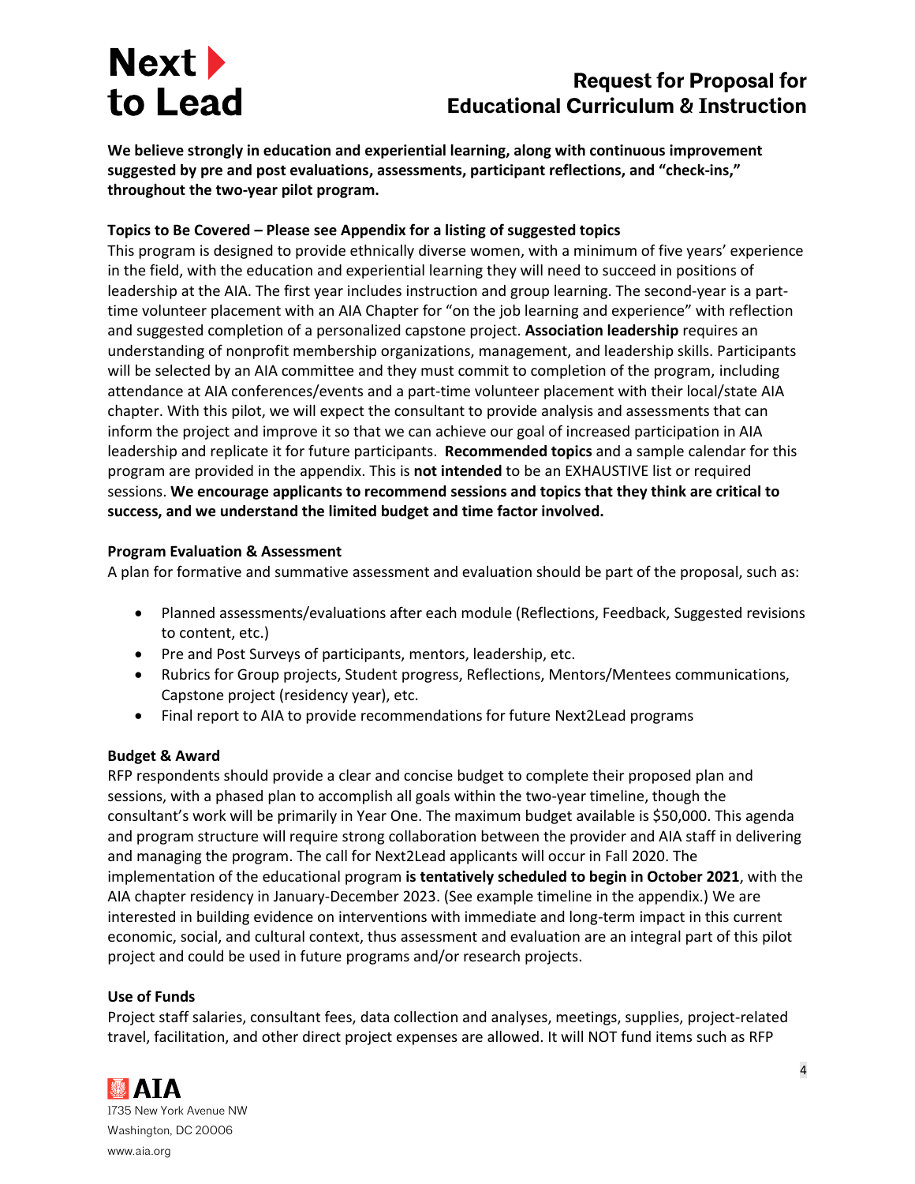**We believe strongly in education and experiential learning, along with continuous improvement suggested by pre and post evaluations, assessments, participant reflections, and "check-ins," throughout the two-year pilot program.**

**Topics to Be Covered – Please see Appendix for a listing of suggested topics**

This program is designed to provide ethnically diverse women, with a minimum of five years' experience in the field, with the education and experiential learning they will need to succeed in positions of leadership at the AIA. The first year includes instruction and group learning. The second-year is a part-time volunteer placement with an AIA Chapter for "on the job learning and experience" with reflection and suggested completion of a personalized capstone project. **Association leadership** requires an understanding of nonprofit membership organizations, management, and leadership skills. Participants will be selected by an AIA committee and they must commit to completion of the program, including attendance at AIA conferences/events and a part-time volunteer placement with their local/state AIA chapter. With this pilot, we will expect the consultant to provide analysis and assessments that can inform the project and improve it so that we can achieve our goal of increased participation in AIA leadership and replicate it for future participants. **Recommended topics** and a sample calendar for this program are provided in the appendix. This is **not intended** to be an EXHAUSTIVE list or required sessions. **We encourage applicants to recommend sessions and topics that they think are critical to success, and we understand the limited budget and time factor involved.**

**Program Evaluation & Assessment**

A plan for formative and summative assessment and evaluation should be part of the proposal, such as:

- Planned assessments/evaluations after each module (Reflections, Feedback, Suggested revisions to content, etc.)
- Pre and Post Surveys of participants, mentors, leadership, etc.
- Rubrics for Group projects, Student progress, Reflections, Mentors/Mentees communications, Capstone project (residency year), etc.
- Final report to AIA to provide recommendations for future Next2Lead programs

**Budget & Award**

RFP respondents should provide a clear and concise budget to complete their proposed plan and sessions, with a phased plan to accomplish all goals within the two-year timeline, though the consultant's work will be primarily in Year One. The maximum budget available is $50,000. This agenda and program structure will require strong collaboration between the provider and AIA staff in delivering and managing the program. The call for Next2Lead applicants will occur in Fall 2020. The implementation of the educational program **is tentatively scheduled to begin in October 2021**, with the AIA chapter residency in January-December 2023. (See example timeline in the appendix.) We are interested in building evidence on interventions with immediate and long-term impact in this current economic, social, and cultural context, thus assessment and evaluation are an integral part of this pilot project and could be used in future programs and/or research projects.

**Use of Funds**

Project staff salaries, consultant fees, data collection and analyses, meetings, supplies, project-related travel, facilitation, and other direct project expenses are allowed. It will NOT fund items such as RFP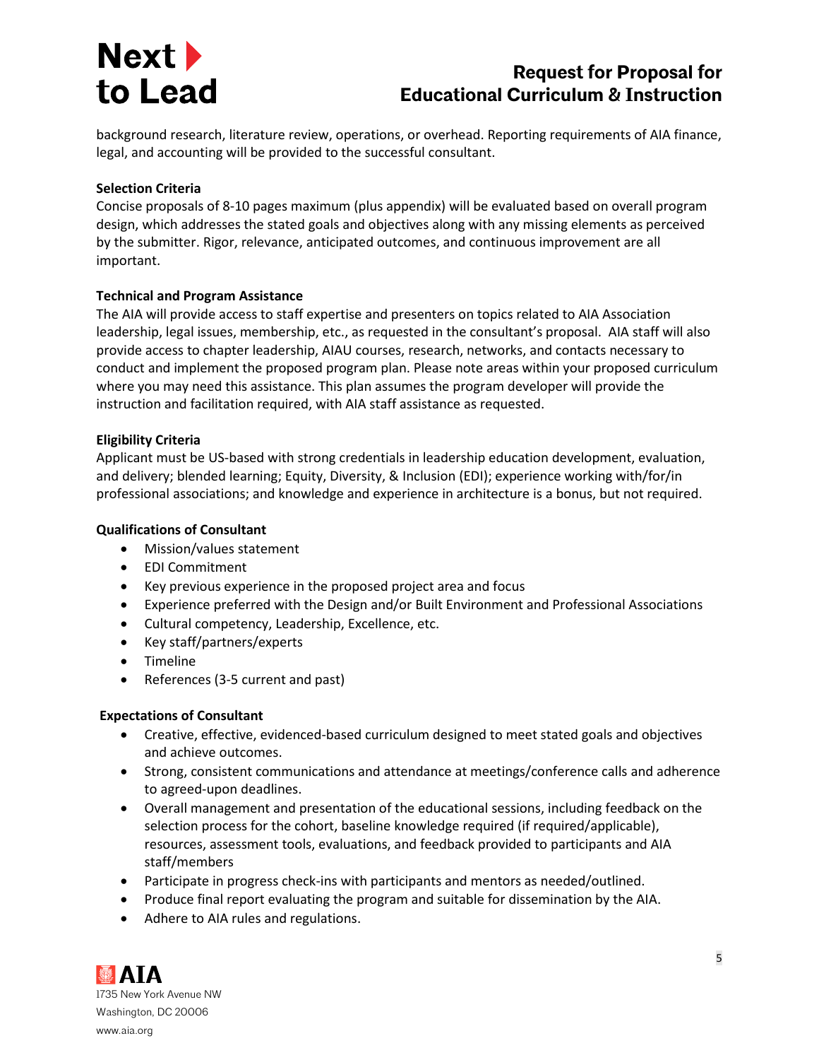background research, literature review, operations, or overhead. Reporting requirements of AIA finance, legal, and accounting will be provided to the successful consultant.

**Selection Criteria**

Concise proposals of 8-10 pages maximum (plus appendix) will be evaluated based on overall program design, which addresses the stated goals and objectives along with any missing elements as perceived by the submitter. Rigor, relevance, anticipated outcomes, and continuous improvement are all important.

**Technical and Program Assistance**

The AIA will provide access to staff expertise and presenters on topics related to AIA Association leadership, legal issues, membership, etc., as requested in the consultant's proposal. AIA staff will also provide access to chapter leadership, AIAU courses, research, networks, and contacts necessary to conduct and implement the proposed program plan. Please note areas within your proposed curriculum where you may need this assistance. This plan assumes the program developer will provide the instruction and facilitation required, with AIA staff assistance as requested.

**Eligibility Criteria**

Applicant must be US-based with strong credentials in leadership education development, evaluation, and delivery; blended learning; Equity, Diversity, & Inclusion (EDI); experience working with/for/in professional associations; and knowledge and experience in architecture is a bonus, but not required.

**Qualifications of Consultant**

- Mission/values statement
- EDI Commitment
- Key previous experience in the proposed project area and focus
- Experience preferred with the Design and/or Built Environment and Professional Associations
- Cultural competency, Leadership, Excellence, etc.
- Key staff/partners/experts
- Timeline
- References (3-5 current and past)

**Expectations of Consultant**

- Creative, effective, evidenced-based curriculum designed to meet stated goals and objectives and achieve outcomes.
- Strong, consistent communications and attendance at meetings/conference calls and adherence to agreed-upon deadlines.
- Overall management and presentation of the educational sessions, including feedback on the selection process for the cohort, baseline knowledge required (if required/applicable), resources, assessment tools, evaluations, and feedback provided to participants and AIA staff/members
- Participate in progress check-ins with participants and mentors as needed/outlined.
- Produce final report evaluating the program and suitable for dissemination by the AIA.
- Adhere to AIA rules and regulations.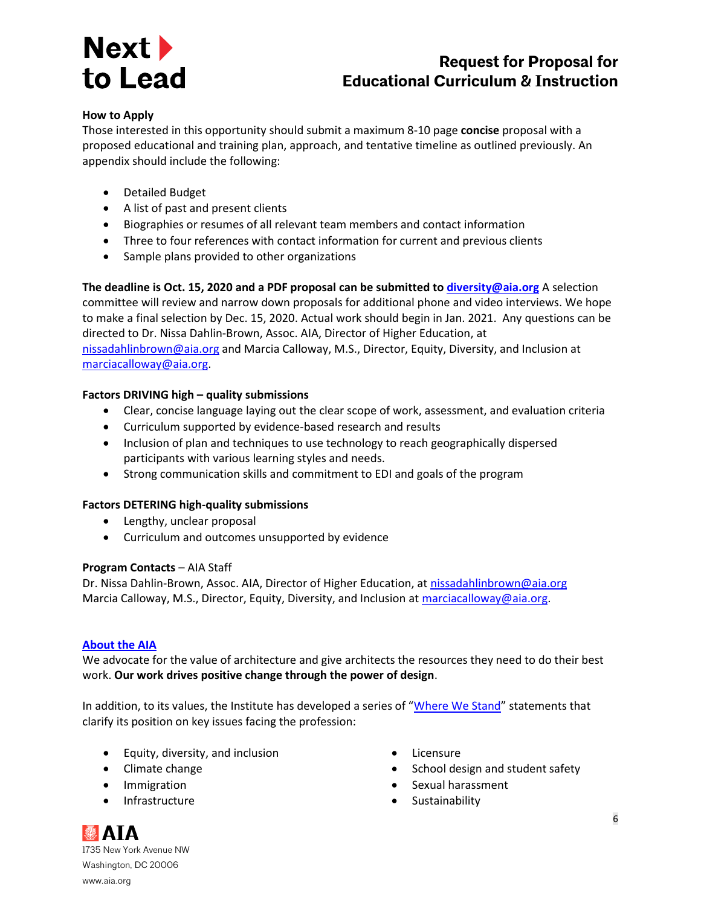**How to Apply**

Those interested in this opportunity should submit a maximum 8-10 page **concise** proposal with a proposed educational and training plan, approach, and tentative timeline as outlined previously. An appendix should include the following:

- Detailed Budget
- A list of past and present clients
- Biographies or resumes of all relevant team members and contact information
- Three to four references with contact information for current and previous clients
- Sample plans provided to other organizations

**The deadline is Oct. 15, 2020 and a PDF proposal can be submitted to diversity@aia.org** A selection committee will review and narrow down proposals for additional phone and video interviews. We hope to make a final selection by Dec. 15, 2020. Actual work should begin in Jan. 2021. Any questions can be directed to Dr. Nissa Dahlin-Brown, Assoc. AIA, Director of Higher Education, at nissadahlinbrown@aia.org and Marcia Calloway, M.S., Director, Equity, Diversity, and Inclusion at marciacalloway@aia.org.

**Factors DRIVING high – quality submissions**

- Clear, concise language laying out the clear scope of work, assessment, and evaluation criteria
- Curriculum supported by evidence-based research and results
- Inclusion of plan and techniques to use technology to reach geographically dispersed participants with various learning styles and needs.
- Strong communication skills and commitment to EDI and goals of the program

**Factors DETERING high-quality submissions**

- Lengthy, unclear proposal
- Curriculum and outcomes unsupported by evidence

**Program Contacts** – AIA Staff
Dr. Nissa Dahlin-Brown, Assoc. AIA, Director of Higher Education, at nissadahlinbrown@aia.org
Marcia Calloway, M.S., Director, Equity, Diversity, and Inclusion at marciacalloway@aia.org.

**About the AIA**

We advocate for the value of architecture and give architects the resources they need to do their best work. **Our work drives positive change through the power of design**.

In addition, to its values, the Institute has developed a series of "Where We Stand" statements that clarify its position on key issues facing the profession:

- Equity, diversity, and inclusion
- Climate change
- Immigration
- Infrastructure
- Licensure
- School design and student safety
- Sexual harassment
- Sustainability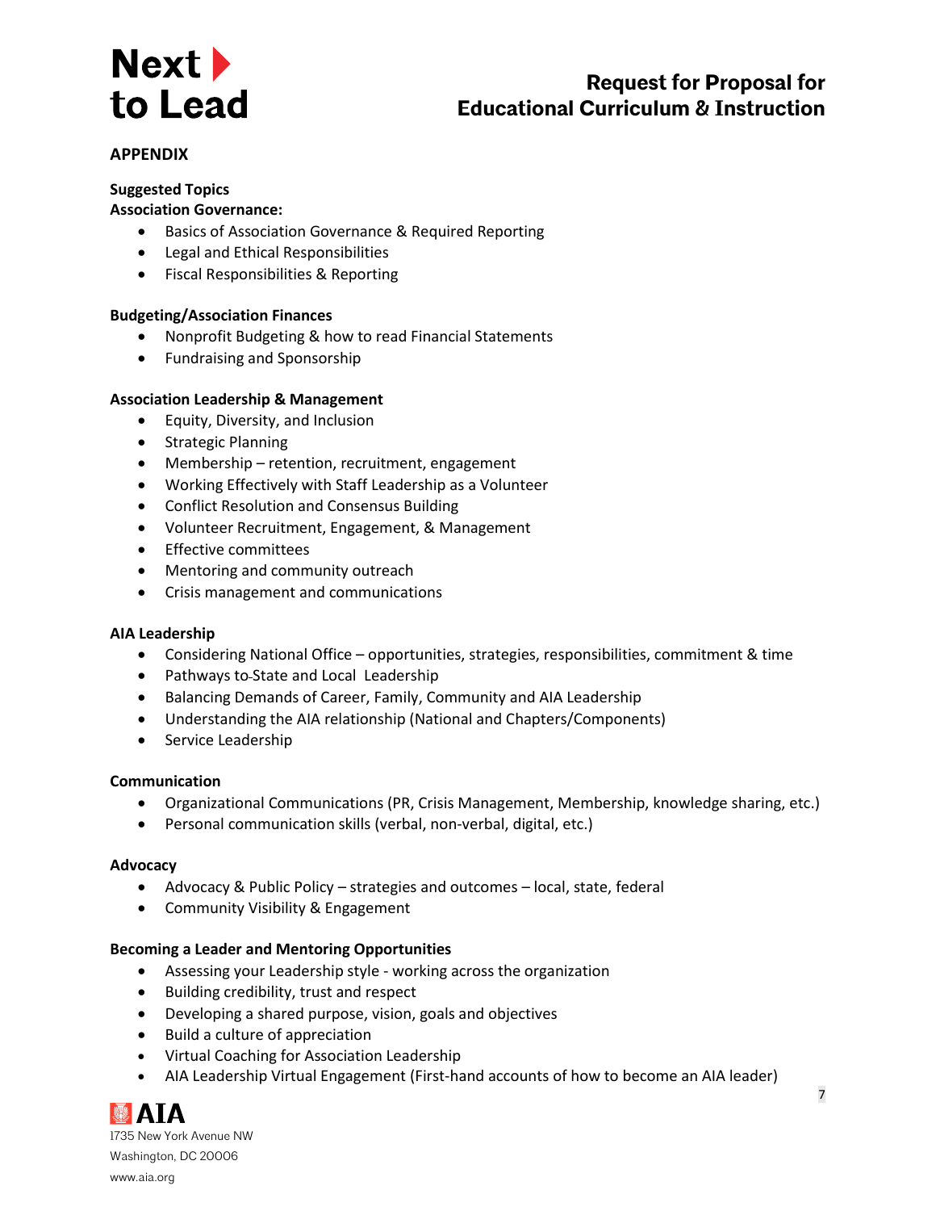## APPENDIX

**Suggested Topics**

**Association Governance:**

- Basics of Association Governance & Required Reporting
- Legal and Ethical Responsibilities
- Fiscal Responsibilities & Reporting

**Budgeting/Association Finances**

- Nonprofit Budgeting & how to read Financial Statements
- Fundraising and Sponsorship

**Association Leadership & Management**

- Equity, Diversity, and Inclusion
- Strategic Planning
- Membership – retention, recruitment, engagement
- Working Effectively with Staff Leadership as a Volunteer
- Conflict Resolution and Consensus Building
- Volunteer Recruitment, Engagement, & Management
- Effective committees
- Mentoring and community outreach
- Crisis management and communications

**AIA Leadership**

- Considering National Office – opportunities, strategies, responsibilities, commitment & time
- Pathways to State and Local Leadership
- Balancing Demands of Career, Family, Community and AIA Leadership
- Understanding the AIA relationship (National and Chapters/Components)
- Service Leadership

**Communication**

- Organizational Communications (PR, Crisis Management, Membership, knowledge sharing, etc.)
- Personal communication skills (verbal, non-verbal, digital, etc.)

**Advocacy**

- Advocacy & Public Policy – strategies and outcomes – local, state, federal
- Community Visibility & Engagement

**Becoming a Leader and Mentoring Opportunities**

- Assessing your Leadership style - working across the organization
- Building credibility, trust and respect
- Developing a shared purpose, vision, goals and objectives
- Build a culture of appreciation
- Virtual Coaching for Association Leadership
- AIA Leadership Virtual Engagement (First-hand accounts of how to become an AIA leader)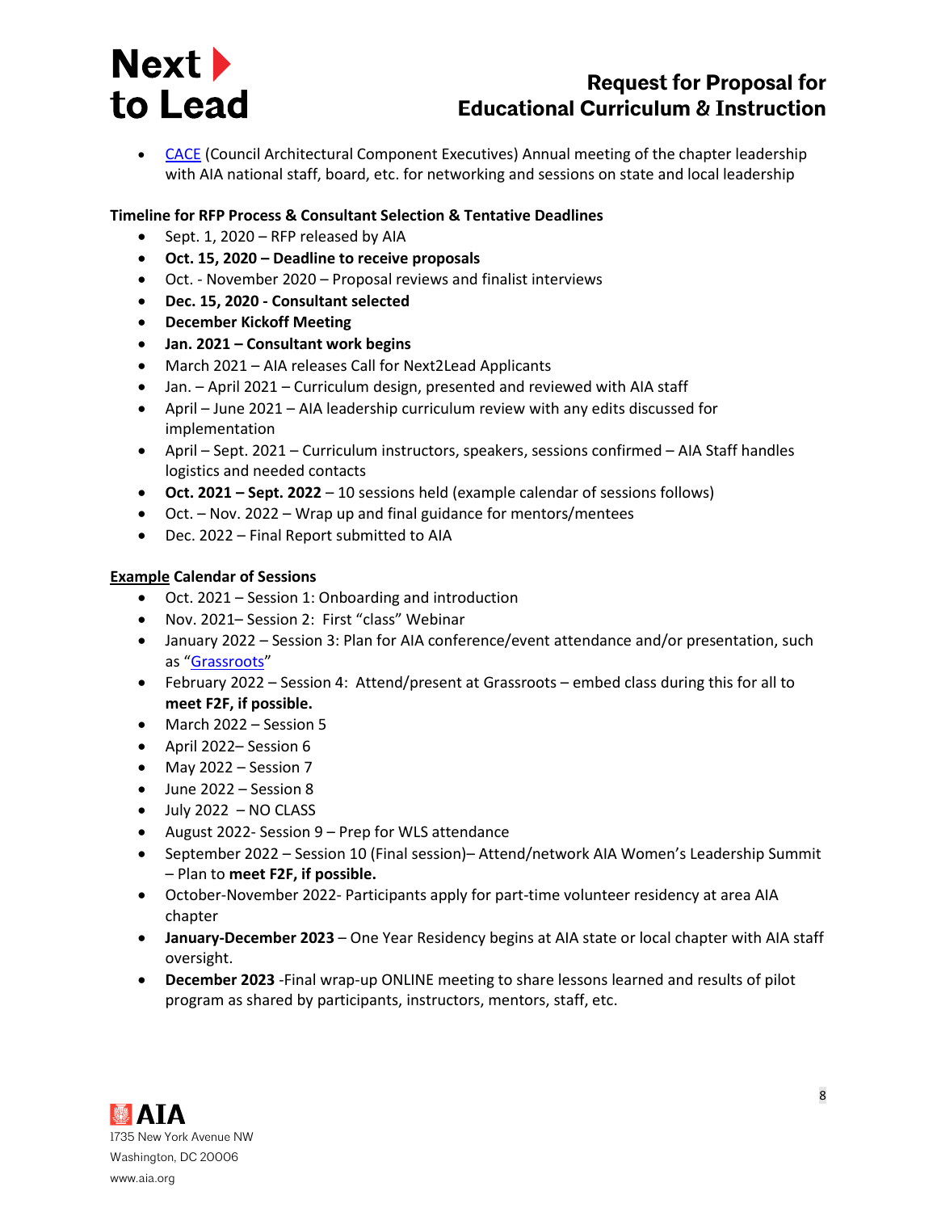- [CACE](#) (Council Architectural Component Executives) Annual meeting of the chapter leadership with AIA national staff, board, etc. for networking and sessions on state and local leadership

**Timeline for RFP Process & Consultant Selection & Tentative Deadlines**

- Sept. 1, 2020 – RFP released by AIA
- **Oct. 15, 2020 – Deadline to receive proposals**
- Oct. - November 2020 – Proposal reviews and finalist interviews
- **Dec. 15, 2020 - Consultant selected**
- **December Kickoff Meeting**
- **Jan. 2021 – Consultant work begins**
- March 2021 – AIA releases Call for Next2Lead Applicants
- Jan. – April 2021 – Curriculum design, presented and reviewed with AIA staff
- April – June 2021 – AIA leadership curriculum review with any edits discussed for implementation
- April – Sept. 2021 – Curriculum instructors, speakers, sessions confirmed – AIA Staff handles logistics and needed contacts
- **Oct. 2021 – Sept. 2022** – 10 sessions held (example calendar of sessions follows)
- Oct. – Nov. 2022 – Wrap up and final guidance for mentors/mentees
- Dec. 2022 – Final Report submitted to AIA

**<u>Example</u> Calendar of Sessions**

- Oct. 2021 – Session 1: Onboarding and introduction
- Nov. 2021– Session 2: First "class" Webinar
- January 2022 – Session 3: Plan for AIA conference/event attendance and/or presentation, such as "[Grassroots](#)"
- February 2022 – Session 4: Attend/present at Grassroots – embed class during this for all to **meet F2F, if possible.**
- March 2022 – Session 5
- April 2022– Session 6
- May 2022 – Session 7
- June 2022 – Session 8
- July 2022 – NO CLASS
- August 2022- Session 9 – Prep for WLS attendance
- September 2022 – Session 10 (Final session)– Attend/network AIA Women's Leadership Summit – Plan to **meet F2F, if possible.**
- October-November 2022- Participants apply for part-time volunteer residency at area AIA chapter
- **January-December 2023** – One Year Residency begins at AIA state or local chapter with AIA staff oversight.
- **December 2023** -Final wrap-up ONLINE meeting to share lessons learned and results of pilot program as shared by participants, instructors, mentors, staff, etc.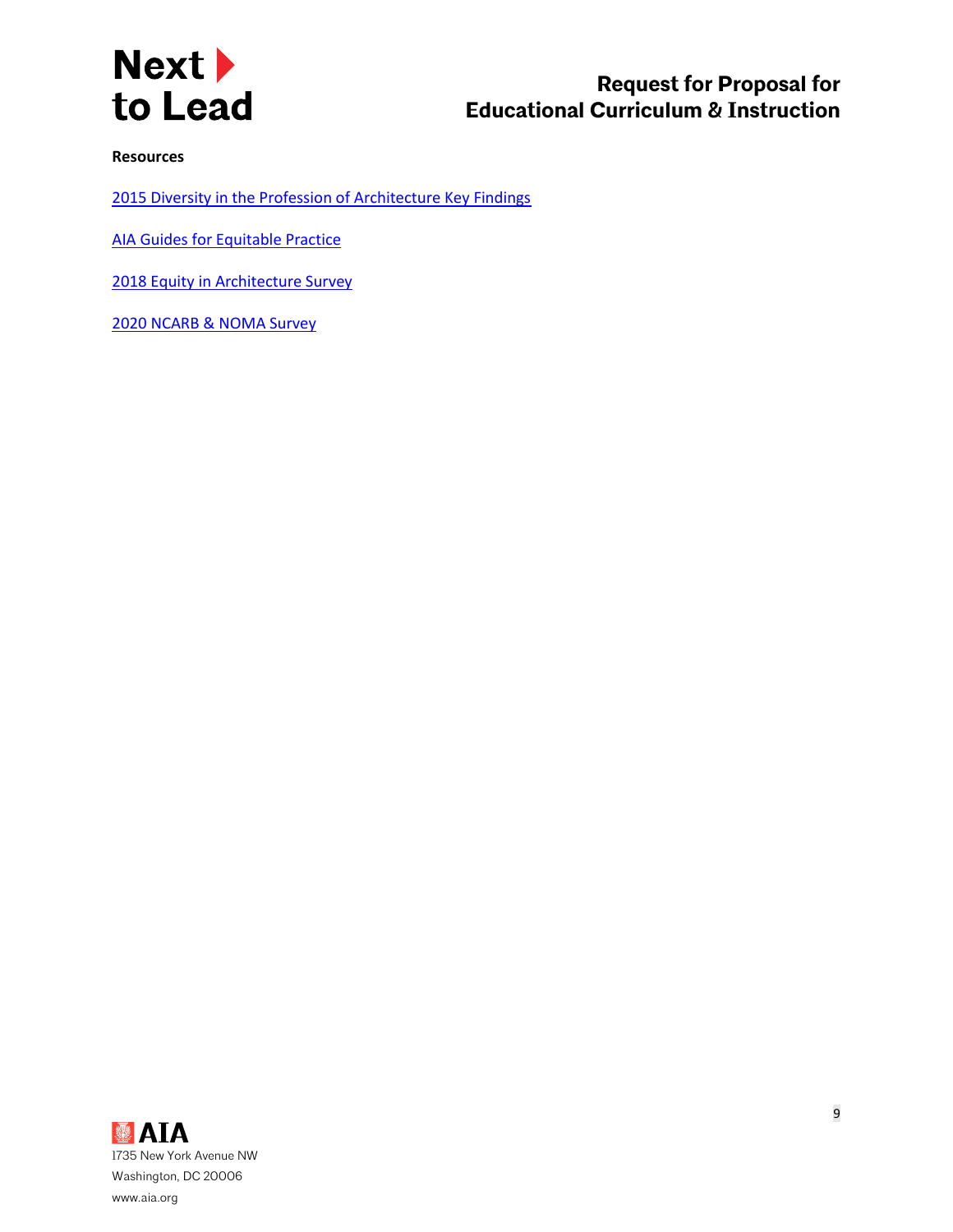**Resources**

2015 Diversity in the Profession of Architecture Key Findings

AIA Guides for Equitable Practice

2018 Equity in Architecture Survey

2020 NCARB & NOMA Survey